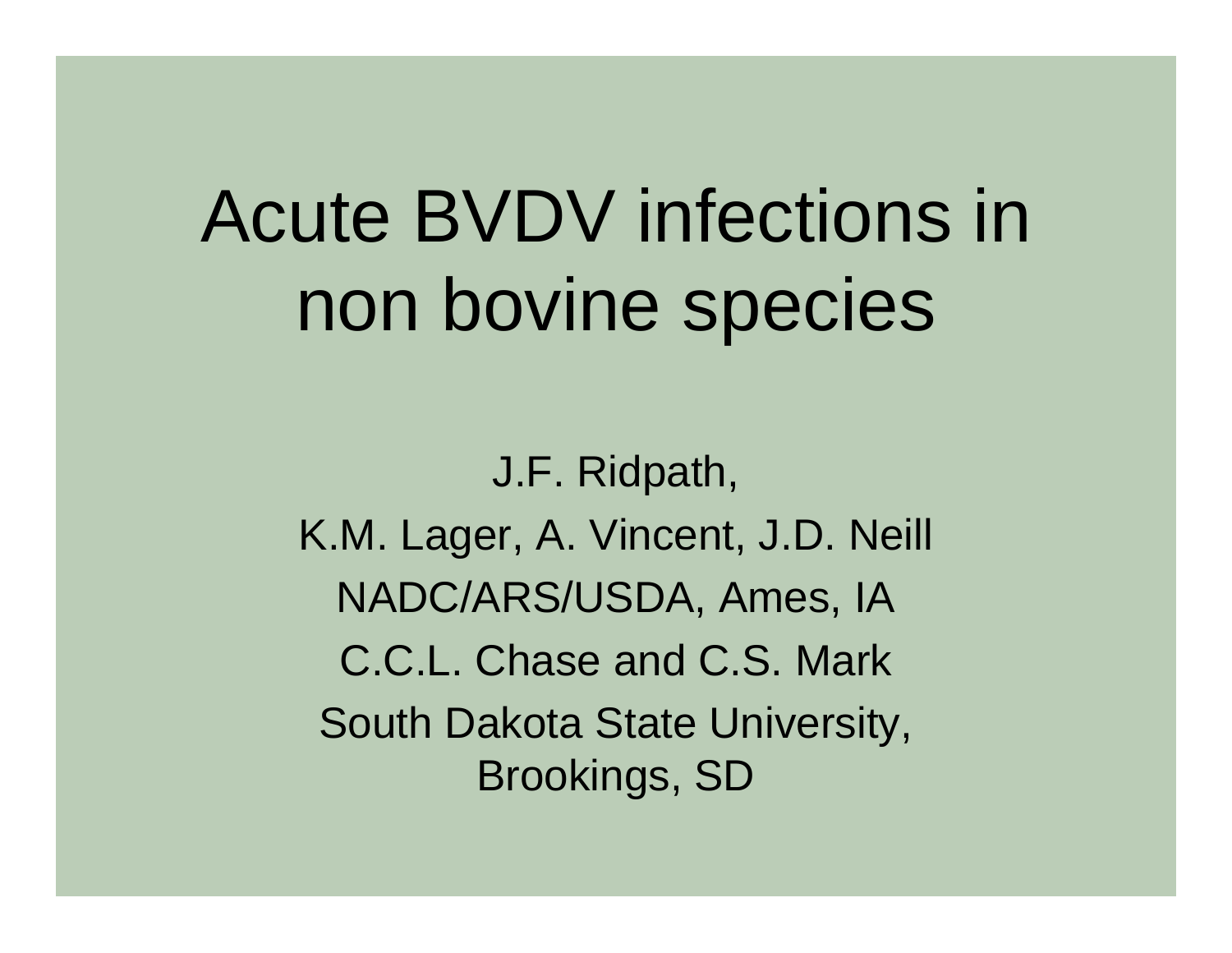# Acute BVDV infections in non bovine species

J.F. Ridpath,

K.M. Lager, A. Vincent, J.D. Neill

NADC/ARS/USDA, Ames, IA

C.C.L. Chase and C.S. Mark

South Dakota State University, Brookings, SD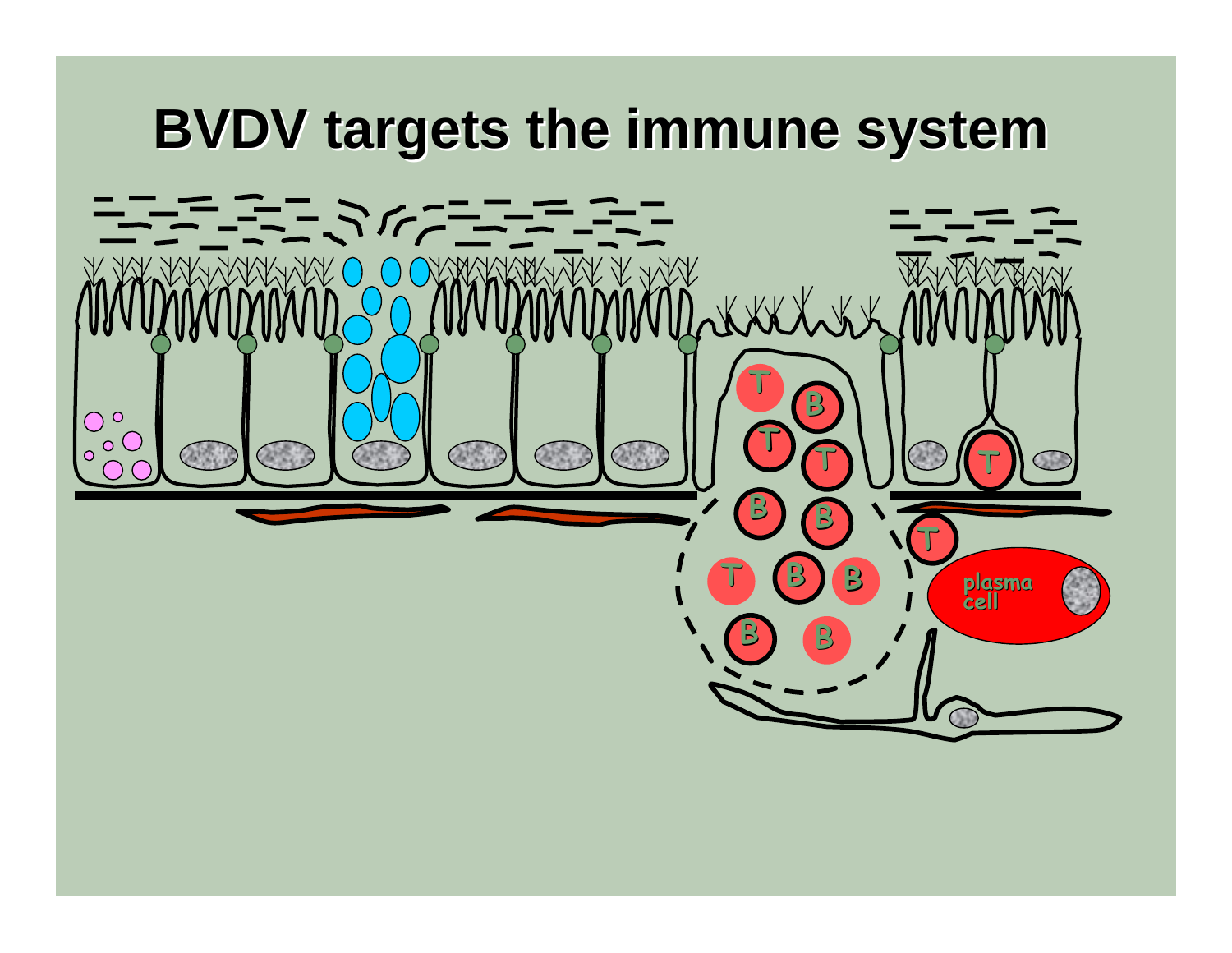# BVDV targets the immune system

T

B

T

T

B

B

T

B

B

B

B

T

T

plasma cell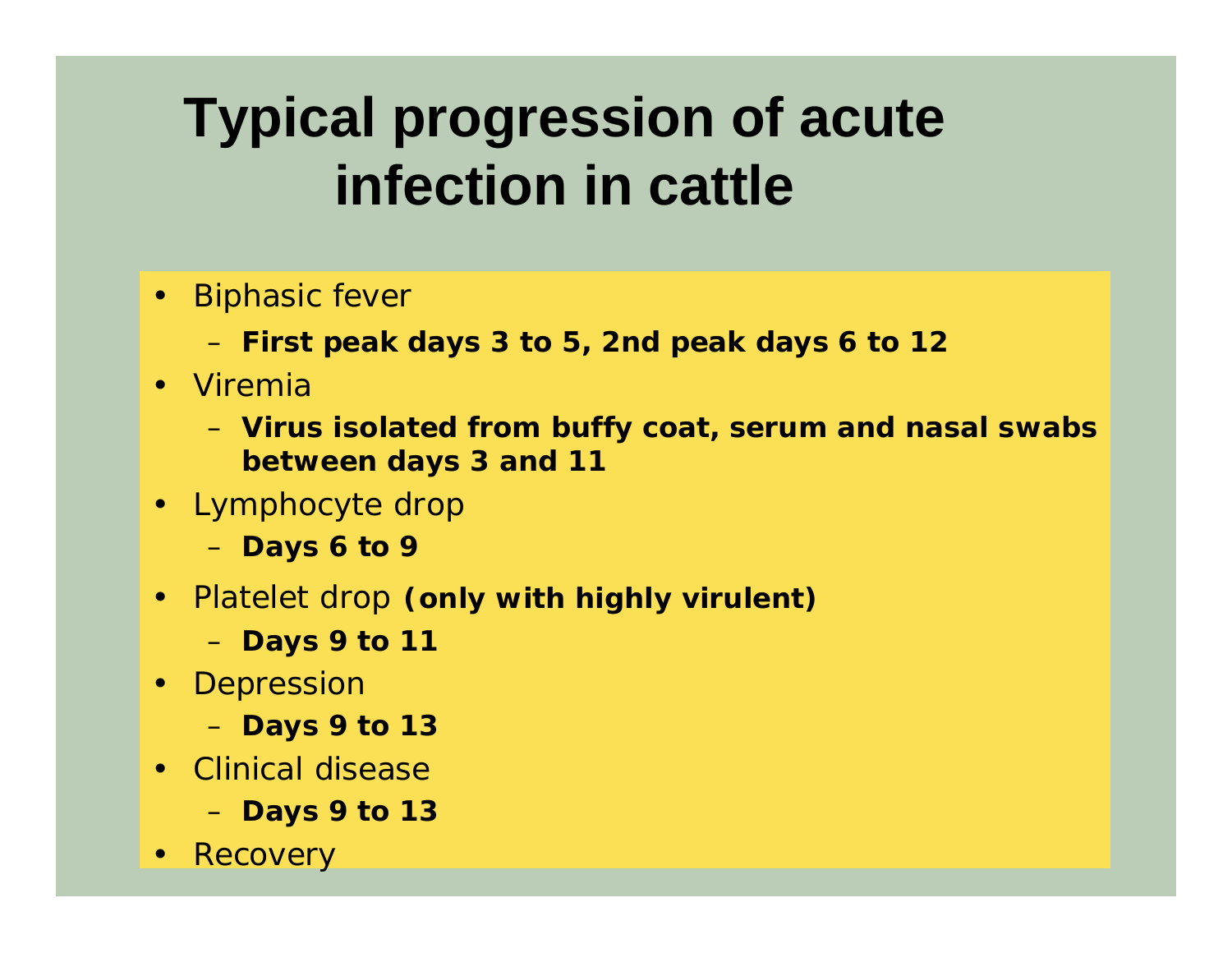# Typical progression of acute infection in cattle

- Biphasic fever
  - **First peak days 3 to 5, 2nd peak days 6 to 12**
- Viremia
  - **Virus isolated from buffy coat, serum and nasal swabs between days 3 and 11**
- Lymphocyte drop
  - **Days 6 to 9**
- Platelet drop **(only with highly virulent)**
  - **Days 9 to 11**
- Depression
  - **Days 9 to 13**
- Clinical disease
  - **Days 9 to 13**
- Recovery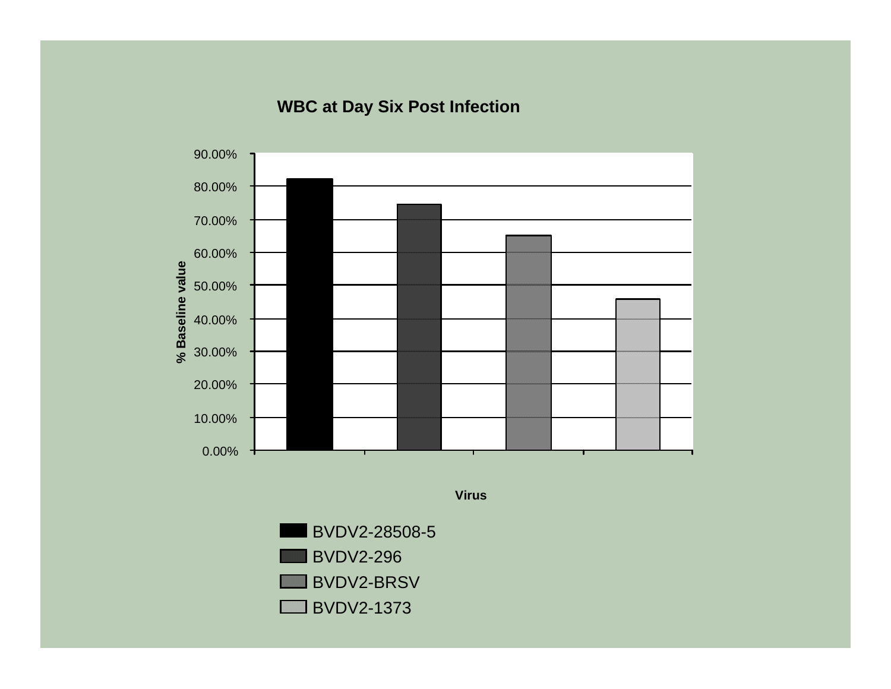WBC at Day Six Post Infection

% Baseline value

90.00%
80.00%
70.00%
60.00%
50.00%
40.00%
30.00%
20.00%
10.00%
0.00%

Virus

BVDV2-28508-5
BVDV2-296
BVDV2-BRSV
BVDV2-1373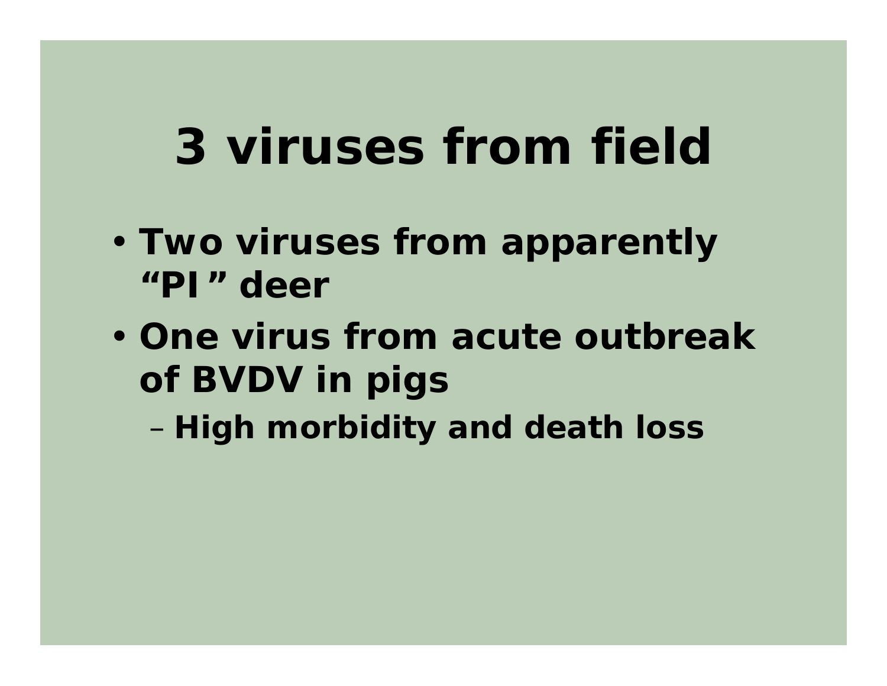# 3 viruses from field

- Two viruses from apparently "PI" deer
- One virus from acute outbreak of BVDV in pigs
  - High morbidity and death loss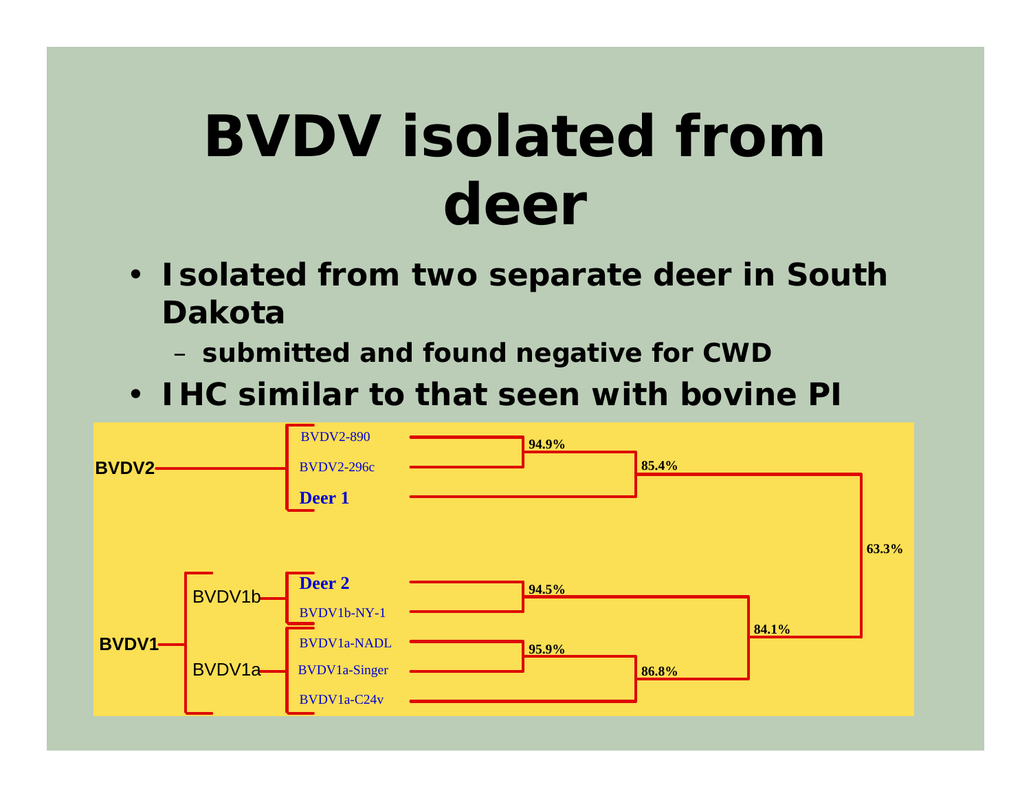# BVDV isolated from deer

- Isolated from two separate deer in South Dakota
  - submitted and found negative for CWD
- IHC similar to that seen with bovine PI

BVDV2
BVDV2-890
BVDV2-296c
Deer 1
94.9%
85.4%
63.3%
BVDV1
BVDV1b
BVDV1a
Deer 2
BVDV1b-NY-1
BVDV1a-NADL
BVDV1a-Singer
BVDV1a-C24v
94.5%
95.9%
84.1%
86.8%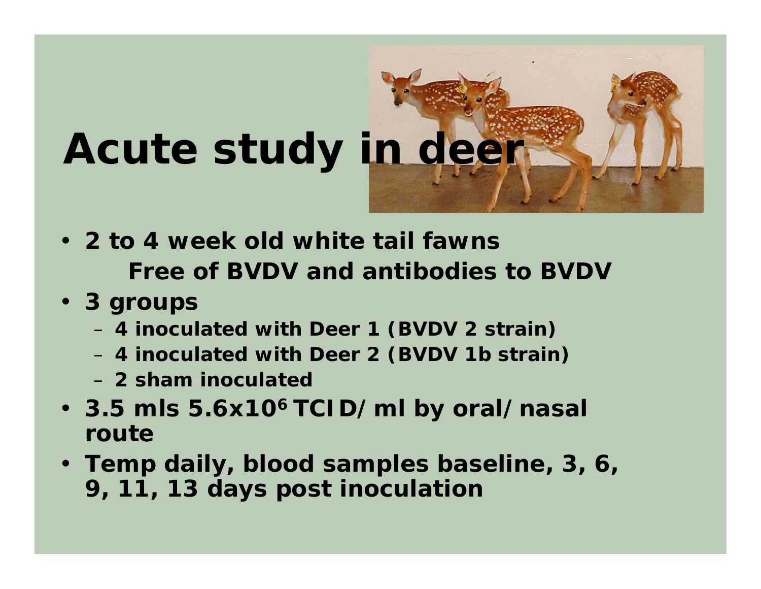# Acute study in deer

- 2 to 4 week old white tail fawns
  Free of BVDV and antibodies to BVDV
- 3 groups
  - 4 inoculated with Deer 1 (BVDV 2 strain)
  - 4 inoculated with Deer 2 (BVDV 1b strain)
  - 2 sham inoculated
- 3.5 mls $5.6 \times 10^6$ TCID/ml by oral/nasal route
- Temp daily, blood samples baseline, 3, 6, 9, 11, 13 days post inoculation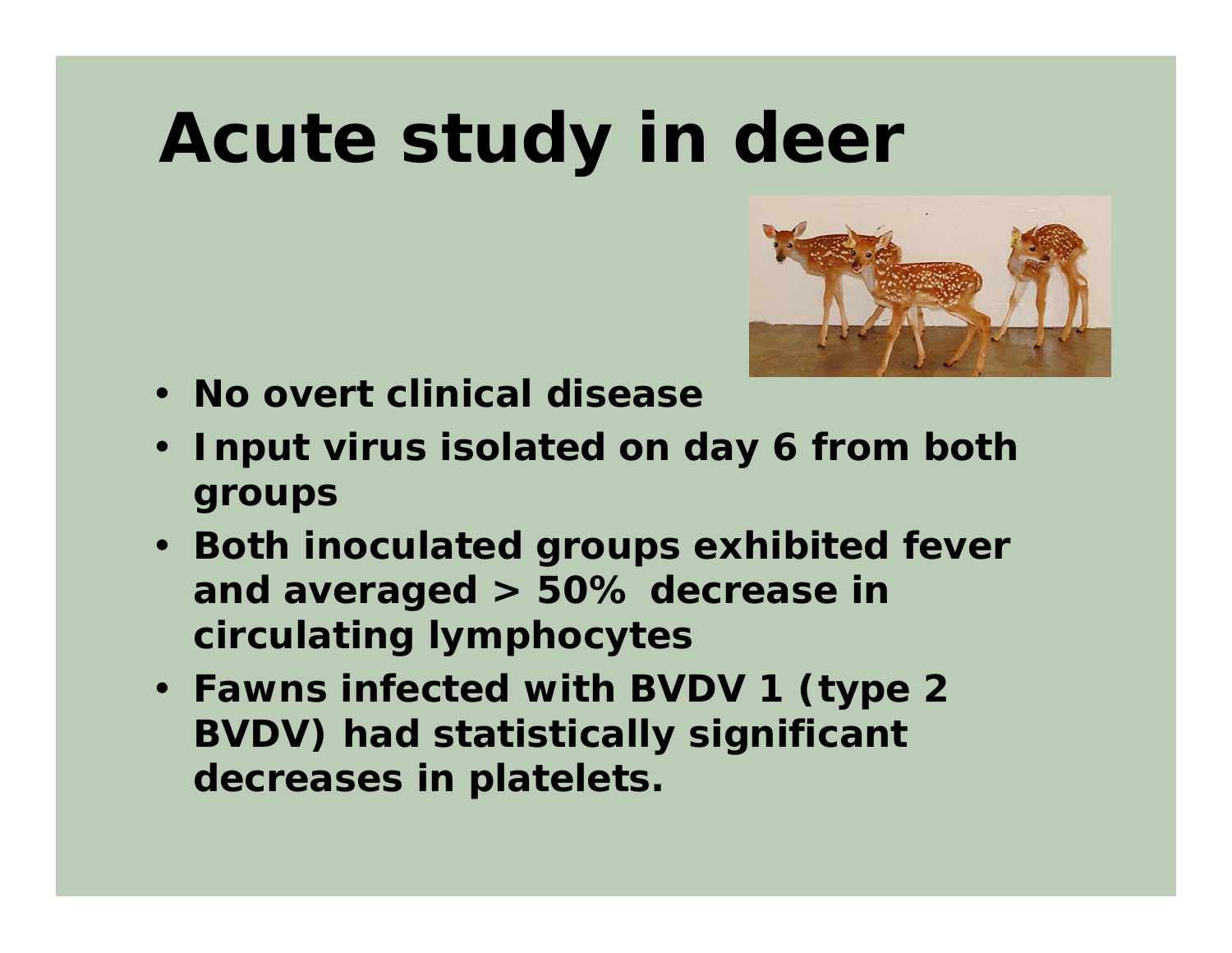# Acute study in deer

- No overt clinical disease
- Input virus isolated on day 6 from both groups
- Both inoculated groups exhibited fever and averaged > 50% decrease in circulating lymphocytes
- Fawns infected with BVDV 1 (type 2 BVDV) had statistically significant decreases in platelets.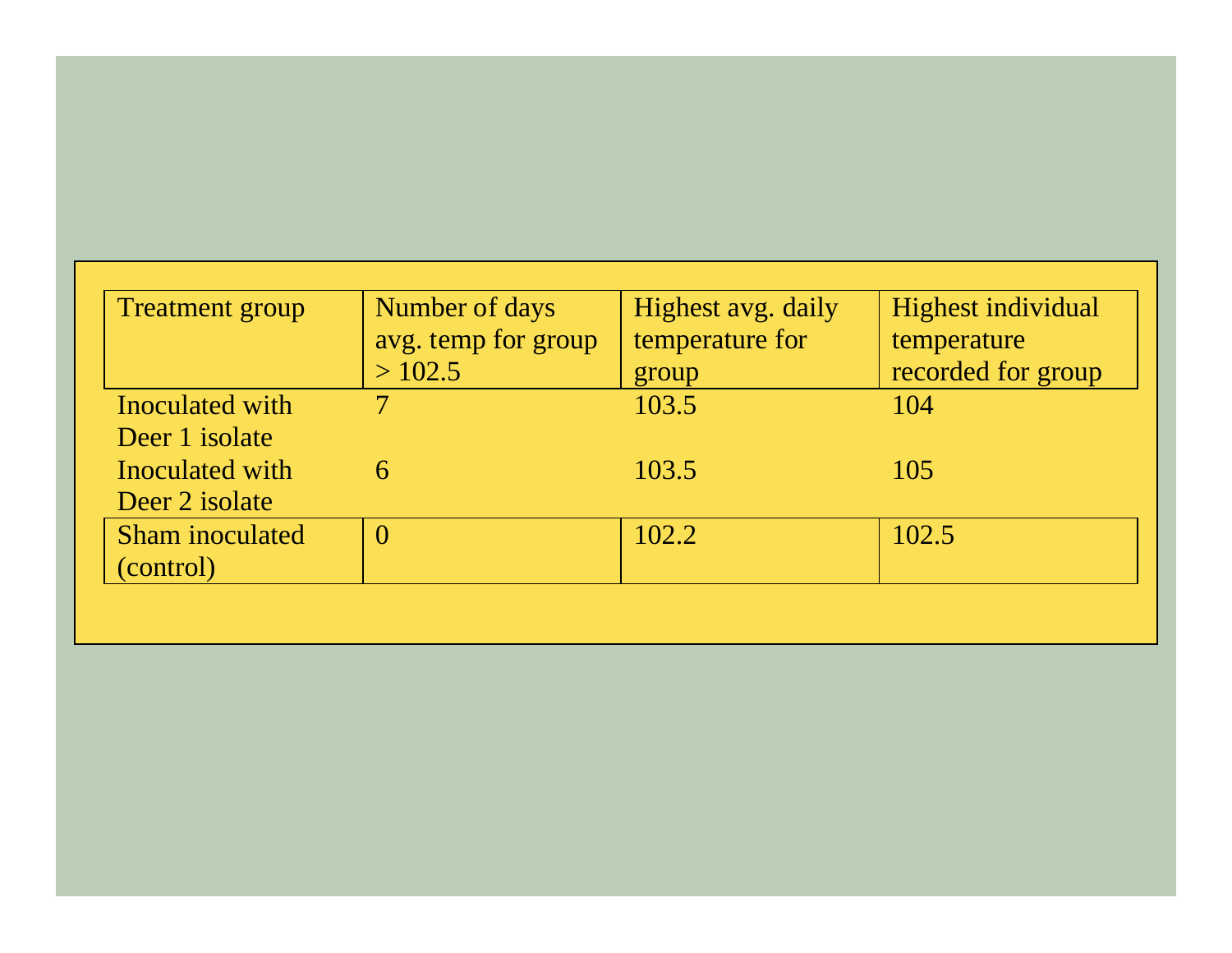| Treatment group | Number of days avg. temp for group > 102.5 | Highest avg. daily temperature for group | Highest individual temperature recorded for group |
| --- | --- | --- | --- |
| Inoculated with Deer 1 isolate | 7 | 103.5 | 104 |
| Inoculated with Deer 2 isolate | 6 | 103.5 | 105 |
| Sham inoculated (control) | 0 | 102.2 | 102.5 |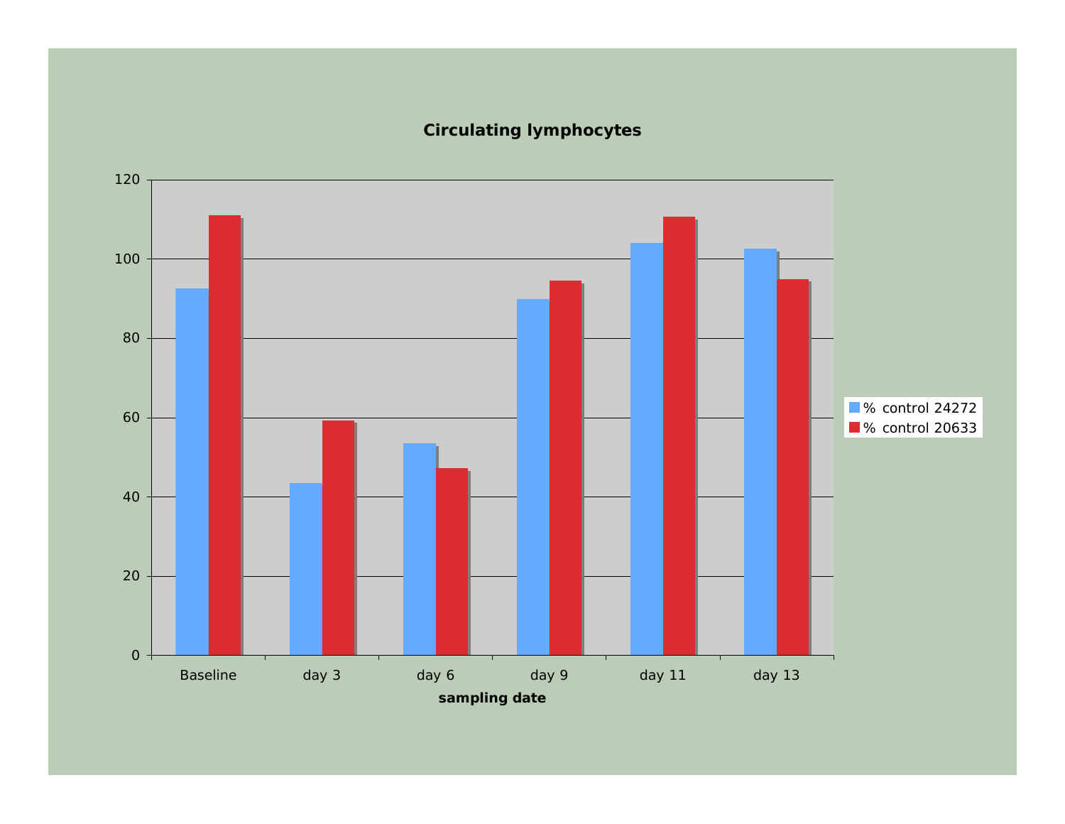Circulating lymphocytes

120
100
80
60
40
20
0

Baseline
day 3
day 6
day 9
day 11
day 13

sampling date

% control 24272
% control 20633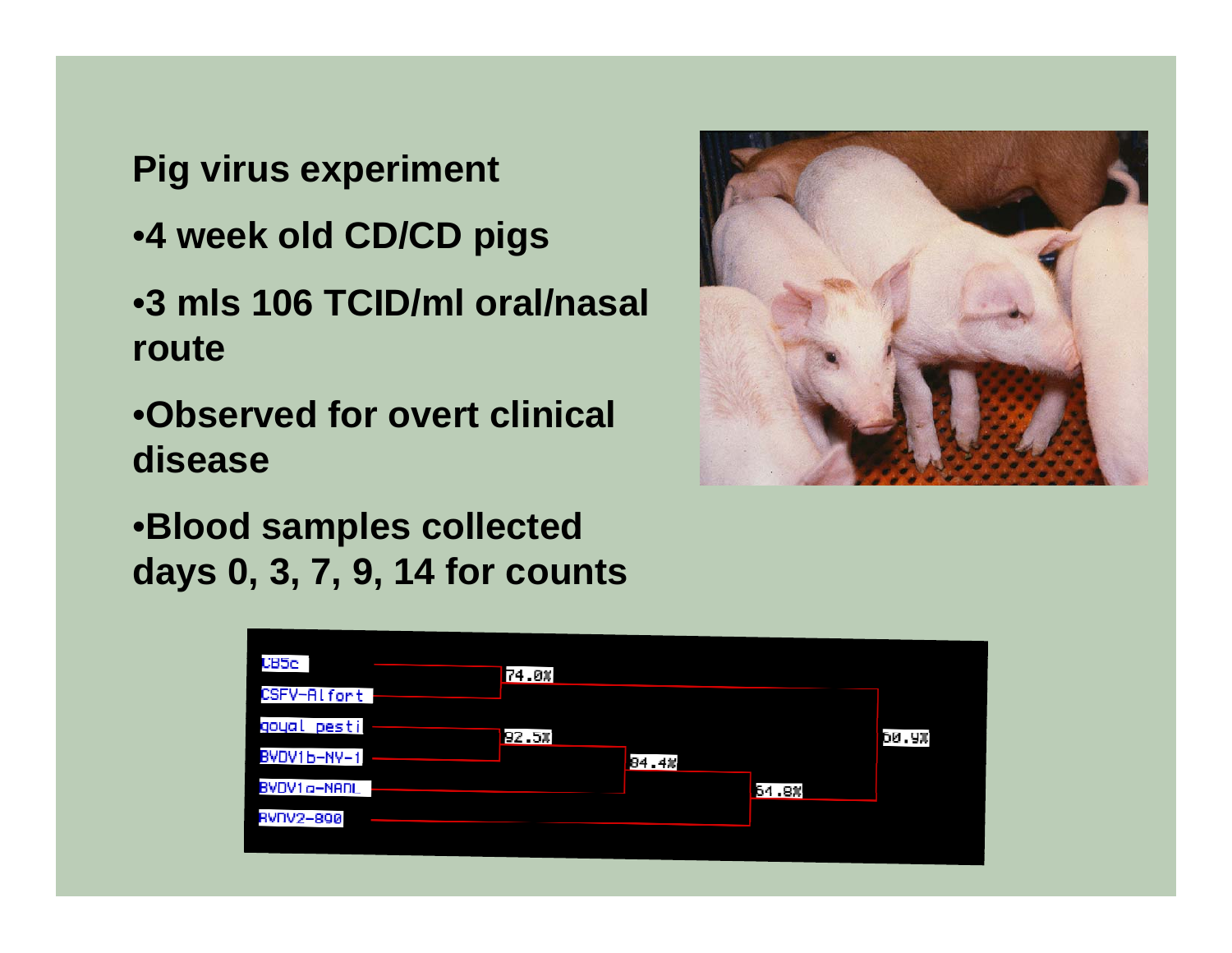**Pig virus experiment**

- **4 week old CD/CD pigs**
- **3 mls 106 TCID/ml oral/nasal route**
- **Observed for overt clinical disease**
- **Blood samples collected days 0, 3, 7, 9, 14 for counts**

CB5c
CSFV-Alfort
goyal pesti
BVDV1b-NY-1
BVDV1a-NADL
BVDV2-890
74.0%
82.5%
84.4%
54.8%
50.9%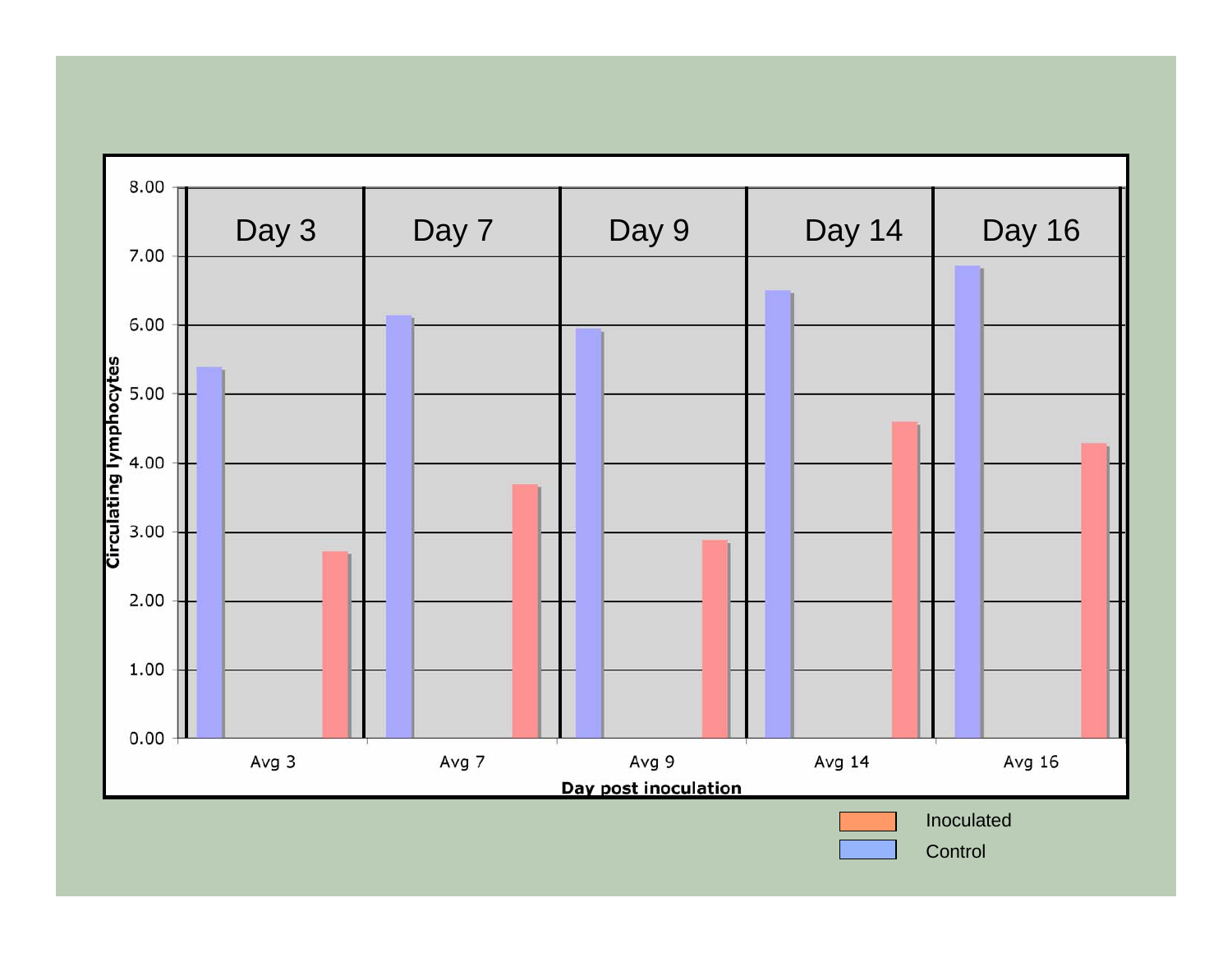Day 3

Day 7

Day 9

Day 14

Day 16

8.00

7.00

6.00

5.00

4.00

3.00

2.00

1.00

0.00

Circulating lymphocytes

Avg 3

Avg 7

Avg 9

Avg 14

Avg 16

Day post inoculation

Inoculated

Control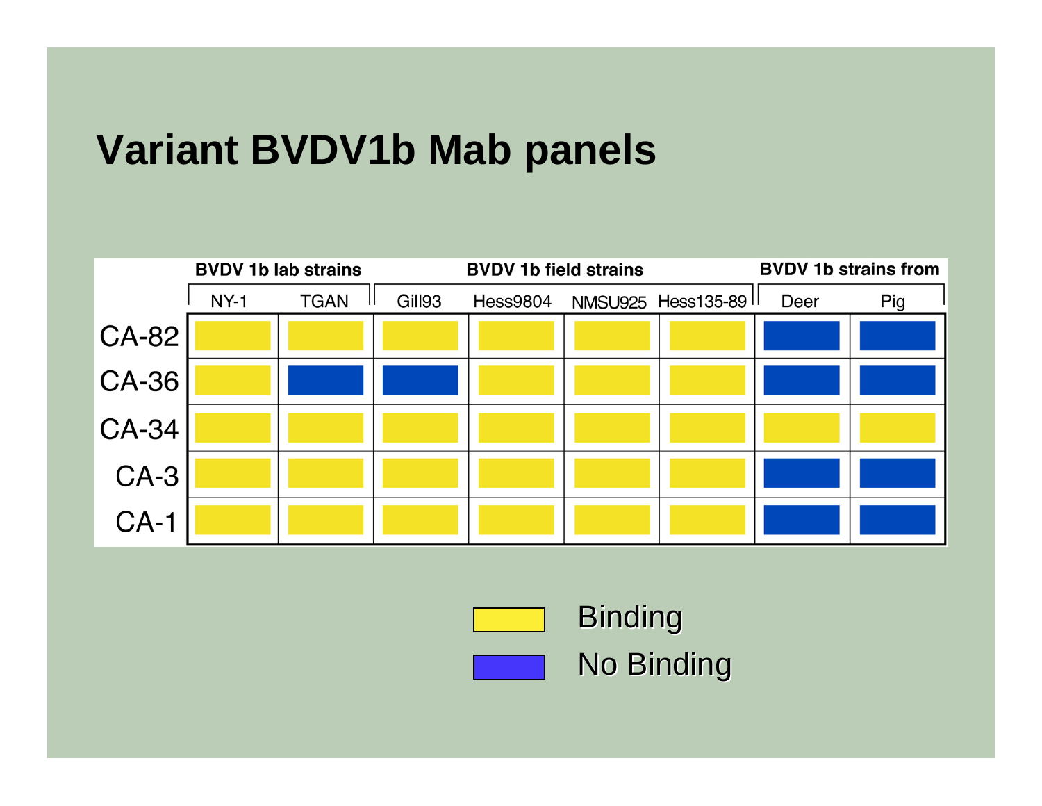# Variant BVDV1b Mab panels

| | BVDV 1b lab strains | | BVDV 1b field strains | | | | BVDV 1b strains from | |
|---|---|---|---|---|---|---|---|---|
| | NY-1 | TGAN | Gill93 | Hess9804 | NMSU925 | Hess135-89 | Deer | Pig |
| CA-82 | Binding | Binding | Binding | Binding | Binding | Binding | No Binding | No Binding |
| CA-36 | Binding | No Binding | No Binding | Binding | Binding | Binding | No Binding | No Binding |
| CA-34 | Binding | Binding | Binding | Binding | Binding | Binding | Binding | Binding |
| CA-3 | Binding | Binding | Binding | Binding | Binding | Binding | No Binding | No Binding |
| CA-1 | Binding | Binding | Binding | Binding | Binding | Binding | No Binding | No Binding |

Binding

No Binding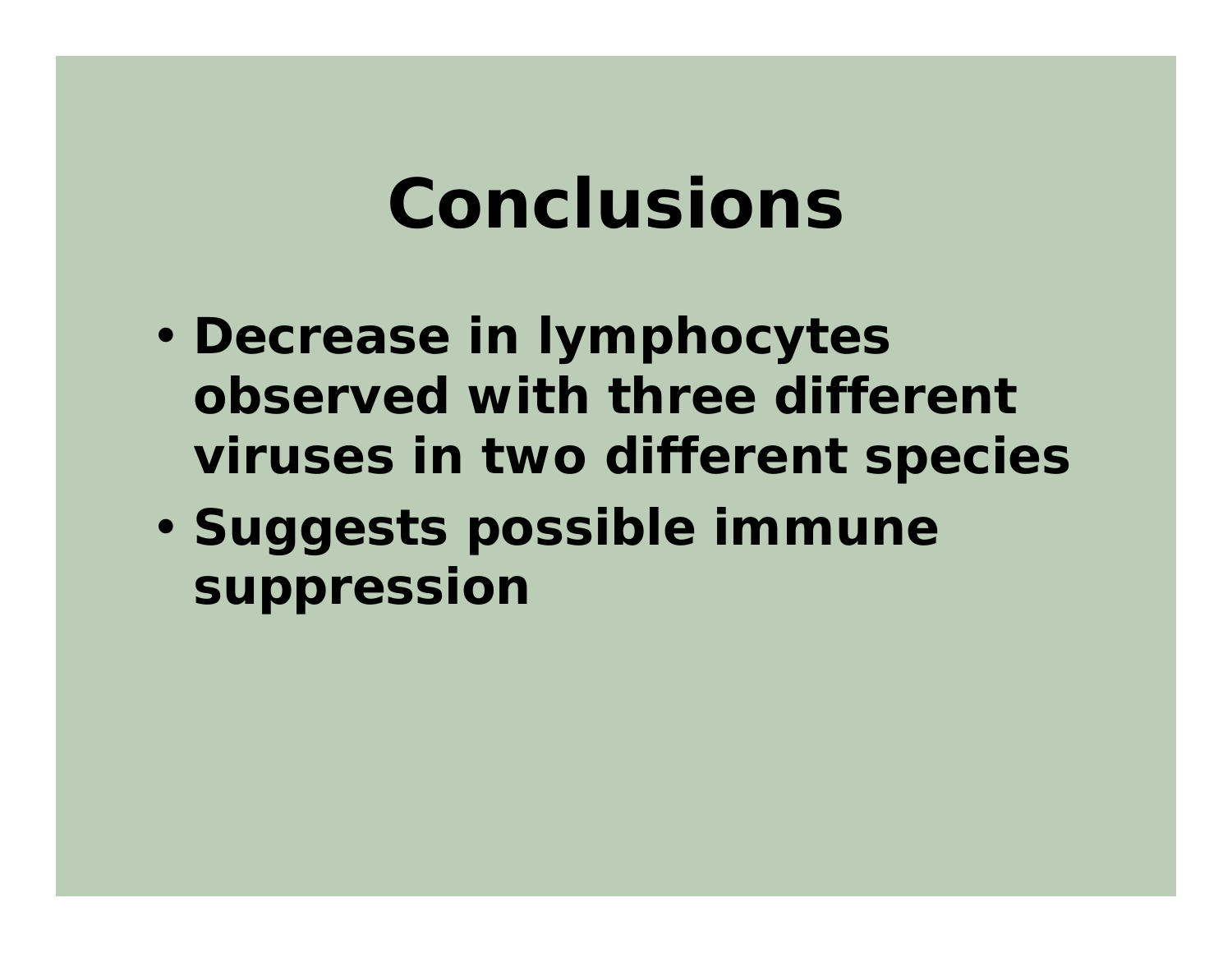# Conclusions

- **Decrease in lymphocytes observed with three different viruses in two different species**
- **Suggests possible immune suppression**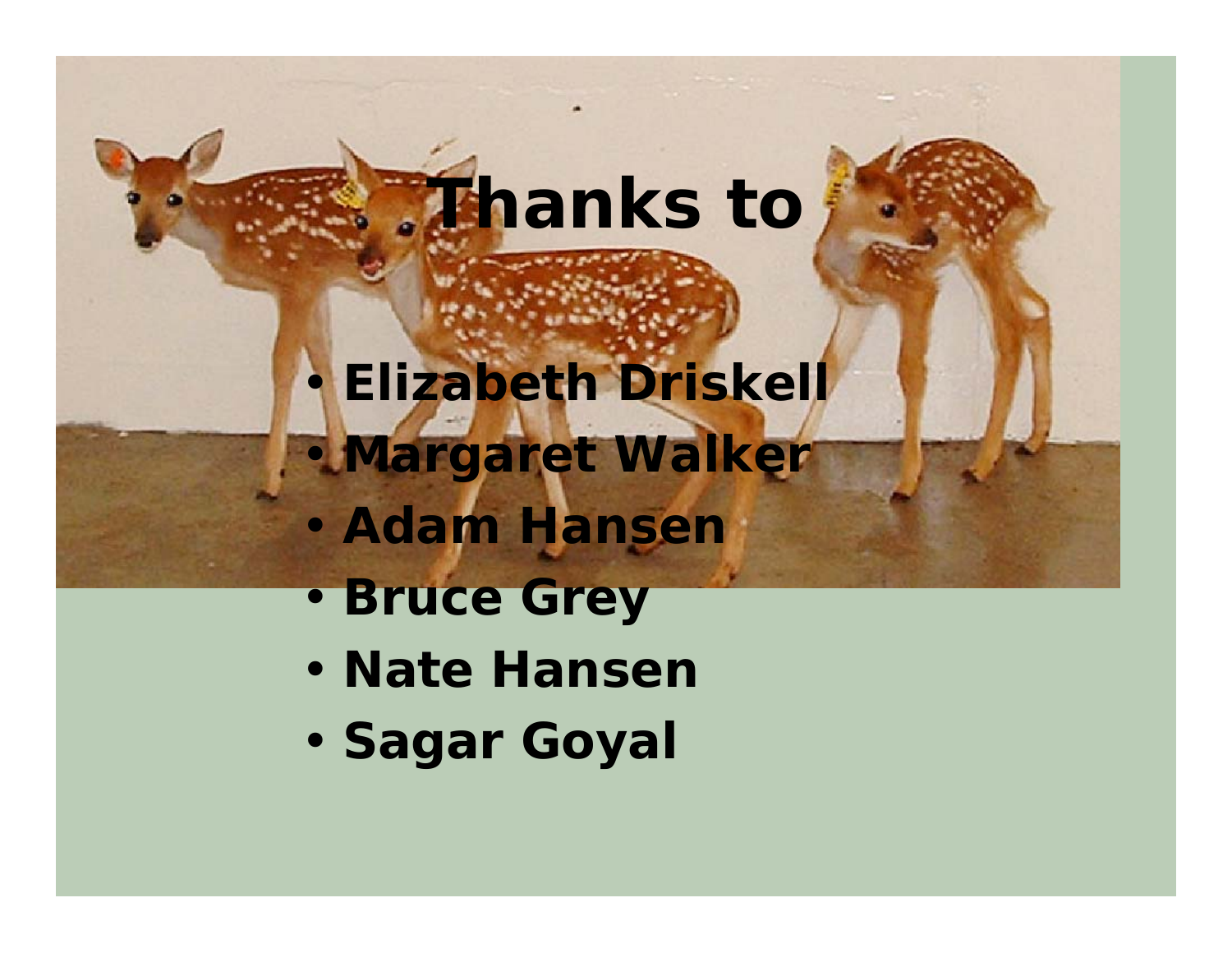# Thanks to

- Elizabeth Driskell
- Margaret Walker
- Adam Hansen
- Bruce Grey
- Nate Hansen
- Sagar Goyal